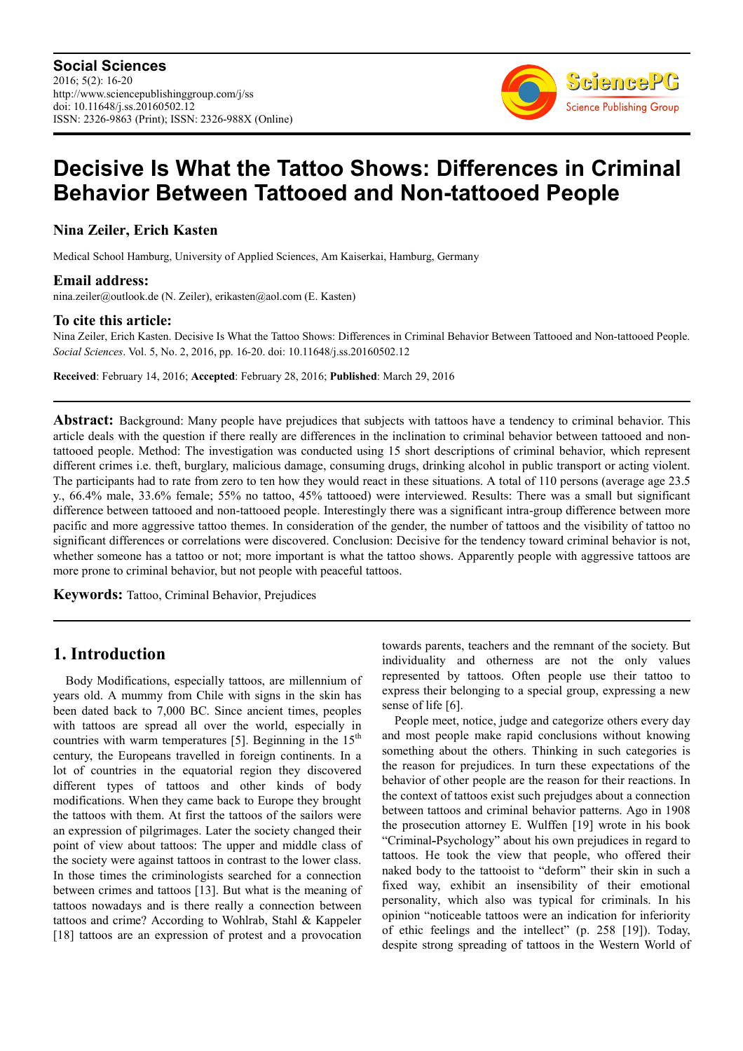# Decisive Is What the Tattoo Shows: Differences in Criminal Behavior Between Tattooed and Non-tattooed People

**Nina Zeiler, Erich Kasten**

Medical School Hamburg, University of Applied Sciences, Am Kaiserkai, Hamburg, Germany

## Email address:

nina.zeiler@outlook.de (N. Zeiler), erikasten@aol.com (E. Kasten)

## To cite this article:

Nina Zeiler, Erich Kasten. Decisive Is What the Tattoo Shows: Differences in Criminal Behavior Between Tattooed and Non-tattooed People. *Social Sciences*. Vol. 5, No. 2, 2016, pp. 16-20. doi: 10.11648/j.ss.20160502.12

**Received**: February 14, 2016; **Accepted**: February 28, 2016; **Published**: March 29, 2016

**Abstract:** Background: Many people have prejudices that subjects with tattoos have a tendency to criminal behavior. This article deals with the question if there really are differences in the inclination to criminal behavior between tattooed and non-tattooed people. Method: The investigation was conducted using 15 short descriptions of criminal behavior, which represent different crimes i.e. theft, burglary, malicious damage, consuming drugs, drinking alcohol in public transport or acting violent. The participants had to rate from zero to ten how they would react in these situations. A total of 110 persons (average age 23.5 y., 66.4% male, 33.6% female; 55% no tattoo, 45% tattooed) were interviewed. Results: There was a small but significant difference between tattooed and non-tattooed people. Interestingly there was a significant intra-group difference between more pacific and more aggressive tattoo themes. In consideration of the gender, the number of tattoos and the visibility of tattoo no significant differences or correlations were discovered. Conclusion: Decisive for the tendency toward criminal behavior is not, whether someone has a tattoo or not; more important is what the tattoo shows. Apparently people with aggressive tattoos are more prone to criminal behavior, but not people with peaceful tattoos.

**Keywords:** Tattoo, Criminal Behavior, Prejudices

## 1. Introduction

Body Modifications, especially tattoos, are millennium of years old. A mummy from Chile with signs in the skin has been dated back to 7,000 BC. Since ancient times, peoples with tattoos are spread all over the world, especially in countries with warm temperatures [5]. Beginning in the 15th century, the Europeans travelled in foreign continents. In a lot of countries in the equatorial region they discovered different types of tattoos and other kinds of body modifications. When they came back to Europe they brought the tattoos with them. At first the tattoos of the sailors were an expression of pilgrimages. Later the society changed their point of view about tattoos: The upper and middle class of the society were against tattoos in contrast to the lower class. In those times the criminologists searched for a connection between crimes and tattoos [13]. But what is the meaning of tattoos nowadays and is there really a connection between tattoos and crime? According to Wohlrab, Stahl & Kappeler [18] tattoos are an expression of protest and a provocation towards parents, teachers and the remnant of the society. But individuality and otherness are not the only values represented by tattoos. Often people use their tattoo to express their belonging to a special group, expressing a new sense of life [6].

People meet, notice, judge and categorize others every day and most people make rapid conclusions without knowing something about the others. Thinking in such categories is the reason for prejudices. In turn these expectations of the behavior of other people are the reason for their reactions. In the context of tattoos exist such prejudges about a connection between tattoos and criminal behavior patterns. Ago in 1908 the prosecution attorney E. Wulffen [19] wrote in his book "Criminal-Psychology" about his own prejudices in regard to tattoos. He took the view that people, who offered their naked body to the tattooist to "deform" their skin in such a fixed way, exhibit an insensibility of their emotional personality, which also was typical for criminals. In his opinion "noticeable tattoos were an indication for inferiority of ethic feelings and the intellect" (p. 258 [19]). Today, despite strong spreading of tattoos in the Western World of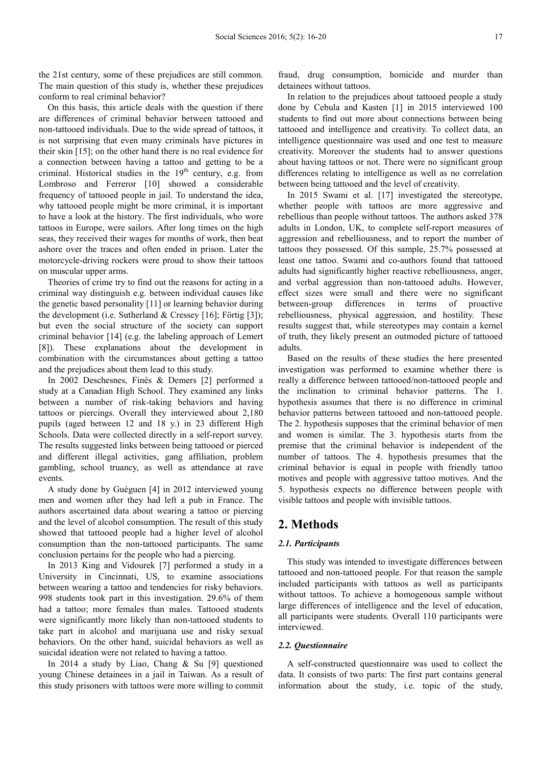the 21st century, some of these prejudices are still common. The main question of this study is, whether these prejudices conform to real criminal behavior?

On this basis, this article deals with the question if there are differences of criminal behavior between tattooed and non-tattooed individuals. Due to the wide spread of tattoos, it is not surprising that even many criminals have pictures in their skin [15]; on the other hand there is no real evidence for a connection between having a tattoo and getting to be a criminal. Historical studies in the 19th century, e.g. from Lombroso and Ferreror [10] showed a considerable frequency of tattooed people in jail. To understand the idea, why tattooed people might be more criminal, it is important to have a look at the history. The first individuals, who wore tattoos in Europe, were sailors. After long times on the high seas, they received their wages for months of work, then beat ashore over the traces and often ended in prison. Later the motorcycle-driving rockers were proud to show their tattoos on muscular upper arms.

Theories of crime try to find out the reasons for acting in a criminal way distinguish e.g. between individual causes like the genetic based personality [11] or learning behavior during the development (i.e. Sutherland & Cressey [16]; Förtig [3]); but even the social structure of the society can support criminal behavior [14] (e.g. the labeling approach of Lemert [8]). These explanations about the development in combination with the circumstances about getting a tattoo and the prejudices about them lead to this study.

In 2002 Deschesnes, Finès & Demers [2] performed a study at a Canadian High School. They examined any links between a number of risk-taking behaviors and having tattoos or piercings. Overall they interviewed about 2,180 pupils (aged between 12 and 18 y.) in 23 different High Schools. Data were collected directly in a self-report survey. The results suggested links between being tattooed or pierced and different illegal activities, gang affiliation, problem gambling, school truancy, as well as attendance at rave events.

A study done by Guéguen [4] in 2012 interviewed young men and women after they had left a pub in France. The authors ascertained data about wearing a tattoo or piercing and the level of alcohol consumption. The result of this study showed that tattooed people had a higher level of alcohol consumption than the non-tattooed participants. The same conclusion pertains for the people who had a piercing.

In 2013 King and Vidourek [7] performed a study in a University in Cincinnati, US, to examine associations between wearing a tattoo and tendencies for risky behaviors. 998 students took part in this investigation. 29.6% of them had a tattoo; more females than males. Tattooed students were significantly more likely than non-tattooed students to take part in alcohol and marijuana use and risky sexual behaviors. On the other hand, suicidal behaviors as well as suicidal ideation were not related to having a tattoo.

In 2014 a study by Liao, Chang & Su [9] questioned young Chinese detainees in a jail in Taiwan. As a result of this study prisoners with tattoos were more willing to commit fraud, drug consumption, homicide and murder than detainees without tattoos.

In relation to the prejudices about tattooed people a study done by Cebula and Kasten [1] in 2015 interviewed 100 students to find out more about connections between being tattooed and intelligence and creativity. To collect data, an intelligence questionnaire was used and one test to measure creativity. Moreover the students had to answer questions about having tattoos or not. There were no significant group differences relating to intelligence as well as no correlation between being tattooed and the level of creativity.

In 2015 Swami et al. [17] investigated the stereotype, whether people with tattoos are more aggressive and rebellious than people without tattoos. The authors asked 378 adults in London, UK, to complete self-report measures of aggression and rebelliousness, and to report the number of tattoos they possessed. Of this sample, 25.7% possessed at least one tattoo. Swami and co-authors found that tattooed adults had significantly higher reactive rebelliousness, anger, and verbal aggression than non-tattooed adults. However, effect sizes were small and there were no significant between-group differences in terms of proactive rebelliousness, physical aggression, and hostility. These results suggest that, while stereotypes may contain a kernel of truth, they likely present an outmoded picture of tattooed adults.

Based on the results of these studies the here presented investigation was performed to examine whether there is really a difference between tattooed/non-tattooed people and the inclination to criminal behavior patterns. The 1. hypothesis assumes that there is no difference in criminal behavior patterns between tattooed and non-tattooed people. The 2. hypothesis supposes that the criminal behavior of men and women is similar. The 3. hypothesis starts from the premise that the criminal behavior is independent of the number of tattoos. The 4. hypothesis presumes that the criminal behavior is equal in people with friendly tattoo motives and people with aggressive tattoo motives. And the 5. hypothesis expects no difference between people with visible tattoos and people with invisible tattoos.

## 2. Methods

### 2.1. Participants

This study was intended to investigate differences between tattooed and non-tattooed people. For that reason the sample included participants with tattoos as well as participants without tattoos. To achieve a homogenous sample without large differences of intelligence and the level of education, all participants were students. Overall 110 participants were interviewed.

### 2.2. Questionnaire

A self-constructed questionnaire was used to collect the data. It consists of two parts: The first part contains general information about the study, i.e. topic of the study,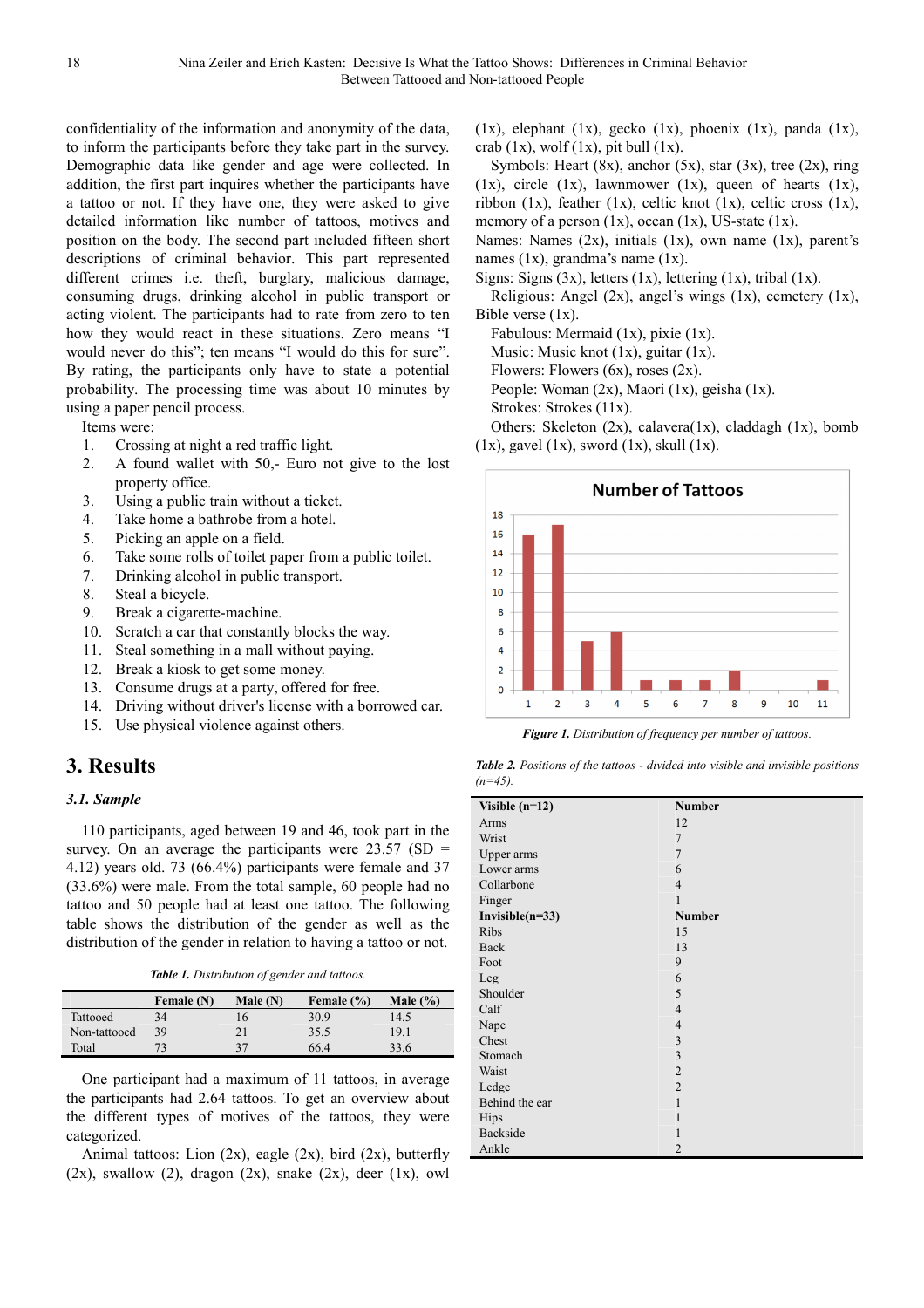confidentiality of the information and anonymity of the data, to inform the participants before they take part in the survey. Demographic data like gender and age were collected. In addition, the first part inquires whether the participants have a tattoo or not. If they have one, they were asked to give detailed information like number of tattoos, motives and position on the body. The second part included fifteen short descriptions of criminal behavior. This part represented different crimes i.e. theft, burglary, malicious damage, consuming drugs, drinking alcohol in public transport or acting violent. The participants had to rate from zero to ten how they would react in these situations. Zero means "I would never do this"; ten means "I would do this for sure". By rating, the participants only have to state a potential probability. The processing time was about 10 minutes by using a paper pencil process.

Items were:

1. Crossing at night a red traffic light.
2. A found wallet with 50,- Euro not give to the lost property office.
3. Using a public train without a ticket.
4. Take home a bathrobe from a hotel.
5. Picking an apple on a field.
6. Take some rolls of toilet paper from a public toilet.
7. Drinking alcohol in public transport.
8. Steal a bicycle.
9. Break a cigarette-machine.
10. Scratch a car that constantly blocks the way.
11. Steal something in a mall without paying.
12. Break a kiosk to get some money.
13. Consume drugs at a party, offered for free.
14. Driving without driver's license with a borrowed car.
15. Use physical violence against others.

## 3. Results

### 3.1. Sample

110 participants, aged between 19 and 46, took part in the survey. On an average the participants were 23.57 (SD = 4.12) years old. 73 (66.4%) participants were female and 37 (33.6%) were male. From the total sample, 60 people had no tattoo and 50 people had at least one tattoo. The following table shows the distribution of the gender as well as the distribution of the gender in relation to having a tattoo or not.

***Table 1.*** *Distribution of gender and tattoos.*

| | Female (N) | Male (N) | Female (%) | Male (%) |
|---|---|---|---|---|
| Tattooed | 34 | 16 | 30.9 | 14.5 |
| Non-tattooed | 39 | 21 | 35.5 | 19.1 |
| Total | 73 | 37 | 66.4 | 33.6 |

One participant had a maximum of 11 tattoos, in average the participants had 2.64 tattoos. To get an overview about the different types of motives of the tattoos, they were categorized.

Animal tattoos: Lion (2x), eagle (2x), bird (2x), butterfly (2x), swallow (2), dragon (2x), snake (2x), deer (1x), owl (1x), elephant (1x), gecko (1x), phoenix (1x), panda (1x), crab (1x), wolf (1x), pit bull (1x).

Symbols: Heart (8x), anchor (5x), star (3x), tree (2x), ring (1x), circle (1x), lawnmower (1x), queen of hearts (1x), ribbon (1x), feather (1x), celtic knot (1x), celtic cross (1x), memory of a person (1x), ocean (1x), US-state (1x).

Names: Names (2x), initials (1x), own name (1x), parent's names (1x), grandma's name (1x).

Signs: Signs (3x), letters (1x), lettering (1x), tribal (1x).

Religious: Angel (2x), angel's wings (1x), cemetery (1x), Bible verse (1x).

Fabulous: Mermaid (1x), pixie (1x).

Music: Music knot (1x), guitar (1x).

Flowers: Flowers (6x), roses (2x).

People: Woman (2x), Maori (1x), geisha (1x).

Strokes: Strokes (11x).

Others: Skeleton (2x), calavera(1x), claddagh (1x), bomb (1x), gavel (1x), sword (1x), skull (1x).

***Figure 1.*** *Distribution of frequency per number of tattoos.*

***Table 2.*** *Positions of the tattoos - divided into visible and invisible positions (n=45).*

| Visible (n=12) | Number |
|---|---|
| Arms | 12 |
| Wrist | 7 |
| Upper arms | 7 |
| Lower arms | 6 |
| Collarbone | 4 |
| Finger | 1 |
| **Invisible(n=33)** | **Number** |
| Ribs | 15 |
| Back | 13 |
| Foot | 9 |
| Leg | 6 |
| Shoulder | 5 |
| Calf | 4 |
| Nape | 4 |
| Chest | 3 |
| Stomach | 3 |
| Waist | 2 |
| Ledge | 2 |
| Behind the ear | 1 |
| Hips | 1 |
| Backside | 1 |
| Ankle | 2 |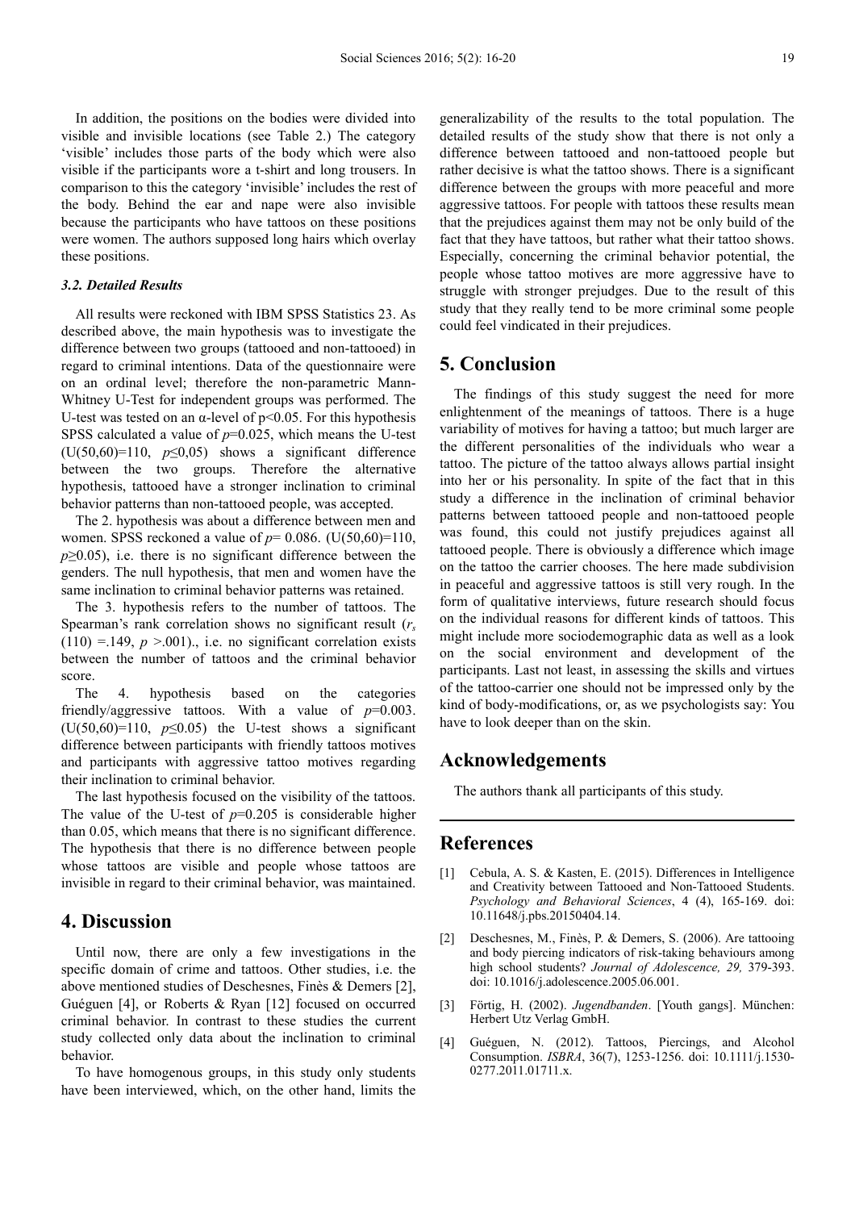In addition, the positions on the bodies were divided into visible and invisible locations (see Table 2.) The category 'visible' includes those parts of the body which were also visible if the participants wore a t-shirt and long trousers. In comparison to this the category 'invisible' includes the rest of the body. Behind the ear and nape were also invisible because the participants who have tattoos on these positions were women. The authors supposed long hairs which overlay these positions.

### 3.2. Detailed Results

All results were reckoned with IBM SPSS Statistics 23. As described above, the main hypothesis was to investigate the difference between two groups (tattooed and non-tattooed) in regard to criminal intentions. Data of the questionnaire were on an ordinal level; therefore the non-parametric Mann-Whitney U-Test for independent groups was performed. The U-test was tested on an α-level of $p<0.05$. For this hypothesis SPSS calculated a value of $p=0.025$, which means the U-test ($U(50,60)=110$, $p \leq 0,05$) shows a significant difference between the two groups. Therefore the alternative hypothesis, tattooed have a stronger inclination to criminal behavior patterns than non-tattooed people, was accepted.

The 2. hypothesis was about a difference between men and women. SPSS reckoned a value of $p= 0.086$. ($U(50,60)=110$, $p \geq 0.05$), i.e. there is no significant difference between the genders. The null hypothesis, that men and women have the same inclination to criminal behavior patterns was retained.

The 3. hypothesis refers to the number of tattoos. The Spearman's rank correlation shows no significant result ($r_s$ $(110) =.149$, $p >.001$)., i.e. no significant correlation exists between the number of tattoos and the criminal behavior score.

The 4. hypothesis based on the categories friendly/aggressive tattoos. With a value of $p=0.003$. ($U(50,60)=110$, $p \leq 0.05$) the U-test shows a significant difference between participants with friendly tattoos motives and participants with aggressive tattoo motives regarding their inclination to criminal behavior.

The last hypothesis focused on the visibility of the tattoos. The value of the U-test of $p=0.205$ is considerable higher than 0.05, which means that there is no significant difference. The hypothesis that there is no difference between people whose tattoos are visible and people whose tattoos are invisible in regard to their criminal behavior, was maintained.

## 4. Discussion

Until now, there are only a few investigations in the specific domain of crime and tattoos. Other studies, i.e. the above mentioned studies of Deschesnes, Finès & Demers [2], Guéguen [4], or Roberts & Ryan [12] focused on occurred criminal behavior. In contrast to these studies the current study collected only data about the inclination to criminal behavior.

To have homogenous groups, in this study only students have been interviewed, which, on the other hand, limits the generalizability of the results to the total population. The detailed results of the study show that there is not only a difference between tattooed and non-tattooed people but rather decisive is what the tattoo shows. There is a significant difference between the groups with more peaceful and more aggressive tattoos. For people with tattoos these results mean that the prejudices against them may not be only build of the fact that they have tattoos, but rather what their tattoo shows. Especially, concerning the criminal behavior potential, the people whose tattoo motives are more aggressive have to struggle with stronger prejudges. Due to the result of this study that they really tend to be more criminal some people could feel vindicated in their prejudices.

## 5. Conclusion

The findings of this study suggest the need for more enlightenment of the meanings of tattoos. There is a huge variability of motives for having a tattoo; but much larger are the different personalities of the individuals who wear a tattoo. The picture of the tattoo always allows partial insight into her or his personality. In spite of the fact that in this study a difference in the inclination of criminal behavior patterns between tattooed people and non-tattooed people was found, this could not justify prejudices against all tattooed people. There is obviously a difference which image on the tattoo the carrier chooses. The here made subdivision in peaceful and aggressive tattoos is still very rough. In the form of qualitative interviews, future research should focus on the individual reasons for different kinds of tattoos. This might include more sociodemographic data as well as a look on the social environment and development of the participants. Last not least, in assessing the skills and virtues of the tattoo-carrier one should not be impressed only by the kind of body-modifications, or, as we psychologists say: You have to look deeper than on the skin.

## Acknowledgements

The authors thank all participants of this study.

## References

[1] Cebula, A. S. & Kasten, E. (2015). Differences in Intelligence and Creativity between Tattooed and Non-Tattooed Students. *Psychology and Behavioral Sciences*, 4 (4), 165-169. doi: 10.11648/j.pbs.20150404.14.

[2] Deschesnes, M., Finès, P. & Demers, S. (2006). Are tattooing and body piercing indicators of risk-taking behaviours among high school students? *Journal of Adolescence, 29,* 379-393. doi: 10.1016/j.adolescence.2005.06.001.

[3] Förtig, H. (2002). *Jugendbanden*. [Youth gangs]. München: Herbert Utz Verlag GmbH.

[4] Guéguen, N. (2012). Tattoos, Piercings, and Alcohol Consumption. *ISBRA*, 36(7), 1253-1256. doi: 10.1111/j.1530-0277.2011.01711.x.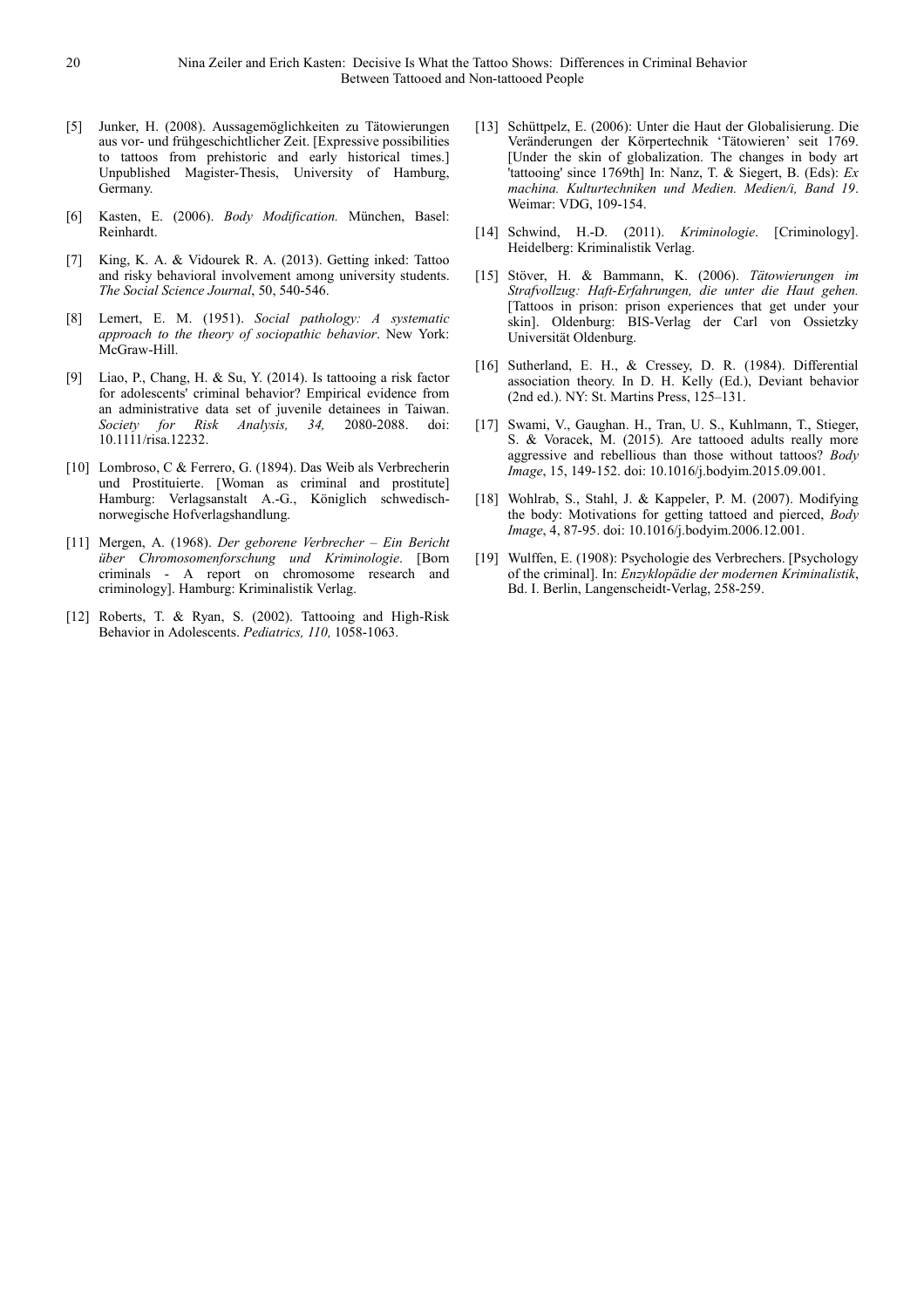[5] Junker, H. (2008). Aussagemöglichkeiten zu Tätowierungen aus vor- und frühgeschichtlicher Zeit. [Expressive possibilities to tattoos from prehistoric and early historical times.] Unpublished Magister-Thesis, University of Hamburg, Germany.

[6] Kasten, E. (2006). *Body Modification.* München, Basel: Reinhardt.

[7] King, K. A. & Vidourek R. A. (2013). Getting inked: Tattoo and risky behavioral involvement among university students. *The Social Science Journal*, 50, 540-546.

[8] Lemert, E. M. (1951). *Social pathology: A systematic approach to the theory of sociopathic behavior*. New York: McGraw-Hill.

[9] Liao, P., Chang, H. & Su, Y. (2014). Is tattooing a risk factor for adolescents' criminal behavior? Empirical evidence from an administrative data set of juvenile detainees in Taiwan. *Society for Risk Analysis, 34,* 2080-2088. doi: 10.1111/risa.12232.

[10] Lombroso, C & Ferrero, G. (1894). Das Weib als Verbrecherin und Prostituierte. [Woman as criminal and prostitute] Hamburg: Verlagsanstalt A.-G., Königlich schwedisch-norwegische Hofverlagshandlung.

[11] Mergen, A. (1968). *Der geborene Verbrecher – Ein Bericht über Chromosomenforschung und Kriminologie*. [Born criminals - A report on chromosome research and criminology]. Hamburg: Kriminalistik Verlag.

[12] Roberts, T. & Ryan, S. (2002). Tattooing and High-Risk Behavior in Adolescents. *Pediatrics, 110,* 1058-1063.

[13] Schüttpelz, E. (2006): Unter die Haut der Globalisierung. Die Veränderungen der Körpertechnik 'Tätowieren' seit 1769. [Under the skin of globalization. The changes in body art 'tattooing' since 1769th] In: Nanz, T. & Siegert, B. (Eds): *Ex machina. Kulturtechniken und Medien. Medien/i, Band 19*. Weimar: VDG, 109-154.

[14] Schwind, H.-D. (2011). *Kriminologie*. [Criminology]. Heidelberg: Kriminalistik Verlag.

[15] Stöver, H. & Bammann, K. (2006). *Tätowierungen im Strafvollzug: Haft-Erfahrungen, die unter die Haut gehen.* [Tattoos in prison: prison experiences that get under your skin]. Oldenburg: BIS-Verlag der Carl von Ossietzky Universität Oldenburg.

[16] Sutherland, E. H., & Cressey, D. R. (1984). Differential association theory. In D. H. Kelly (Ed.), Deviant behavior (2nd ed.). NY: St. Martins Press, 125–131.

[17] Swami, V., Gaughan. H., Tran, U. S., Kuhlmann, T., Stieger, S. & Voracek, M. (2015). Are tattooed adults really more aggressive and rebellious than those without tattoos? *Body Image*, 15, 149-152. doi: 10.1016/j.bodyim.2015.09.001.

[18] Wohlrab, S., Stahl, J. & Kappeler, P. M. (2007). Modifying the body: Motivations for getting tattoed and pierced, *Body Image*, 4, 87-95. doi: 10.1016/j.bodyim.2006.12.001.

[19] Wulffen, E. (1908): Psychologie des Verbrechers. [Psychology of the criminal]. In: *Enzyklopädie der modernen Kriminalistik*, Bd. I. Berlin, Langenscheidt-Verlag, 258-259.